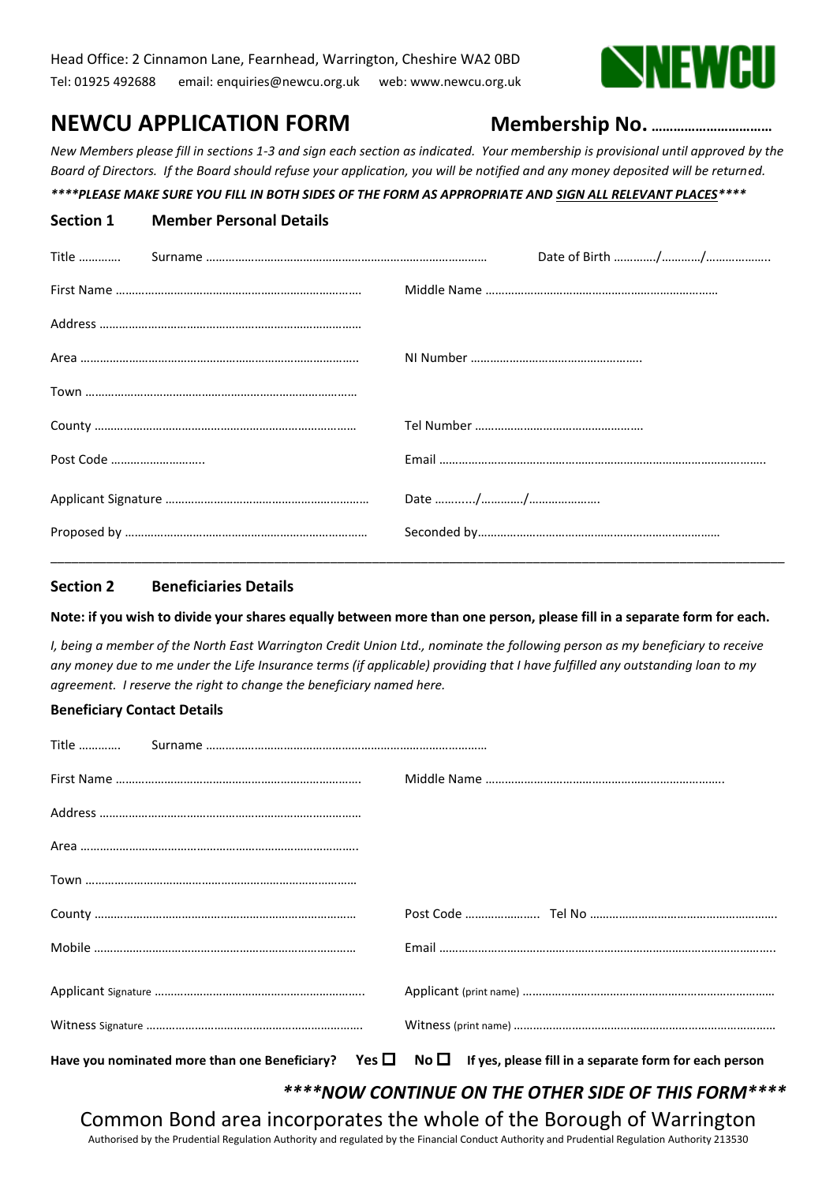Head Office: 2 Cinnamon Lane, Fearnhead, Warrington, Cheshire WA2 0BD

Tel: 01925 492688    email: enquiries@newcu.org.uk    web: www.newcu.org.uk

NEWCU

# NEWCU APPLICATION FORM

**Membership No. ……………………………**

*New Members please fill in sections 1-3 and sign each section as indicated. Your membership is provisional until approved by the Board of Directors. If the Board should refuse your application, you will be notified and any money deposited will be returned.*

***\*\*\*\*PLEASE MAKE SURE YOU FILL IN BOTH SIDES OF THE FORM AS APPROPRIATE AND <u>SIGN ALL RELEVANT PLACES</u>\*\*\*\****

## Section 1 Member Personal Details

Title ………… Surname …………………………………………………………………………… Date of Birth …………/…………/………………..

First Name ………………………………………………………………… Middle Name ……………………………………………………………

Address ……………………………………………………………………

Area ………………………………………………………………………… NI Number ……………………………………………..

Town ………………………………………………………………………

County …………………………………………………………………… Tel Number ……………………………………………

Post Code ……………………….. Email ……………………………………………………………………………………….

Applicant Signature ………………………………………………… Date ………..…/…………/…………………..

Proposed by ………………………………………………………………… Seconded by…………………………………………………………………

---

## Section 2 Beneficiaries Details

**Note: if you wish to divide your shares equally between more than one person, please fill in a separate form for each.**

*I, being a member of the North East Warrington Credit Union Ltd., nominate the following person as my beneficiary to receive any money due to me under the Life Insurance terms (if applicable) providing that I have fulfilled any outstanding loan to my agreement. I reserve the right to change the beneficiary named here.*

**Beneficiary Contact Details**

Title ………… Surname ……………………………………………………………………………

First Name ………………………………………………………………. Middle Name ……………………………………………………………….

Address ……………………………………………………………………

Area ………………………………………………………………………….

Town ………………………………………………………………………

County …………………………………………………………………… Post Code ………………….. Tel No ………………………………………………….

Mobile …………………………………………………………………… Email …………………………………………………………………………………………..

Applicant Signature ………………………………………………………….. Applicant (print name) ………………………………………………………………………

Witness Signature …………………………………………………………. Witness (print name) ………………………………………………………………………

**Have you nominated more than one Beneficiary? Yes ☐ No ☐ If yes, please fill in a separate form for each person**

***\*\*\*\*NOW CONTINUE ON THE OTHER SIDE OF THIS FORM\*\*\*\****

Common Bond area incorporates the whole of the Borough of Warrington

Authorised by the Prudential Regulation Authority and regulated by the Financial Conduct Authority and Prudential Regulation Authority 213530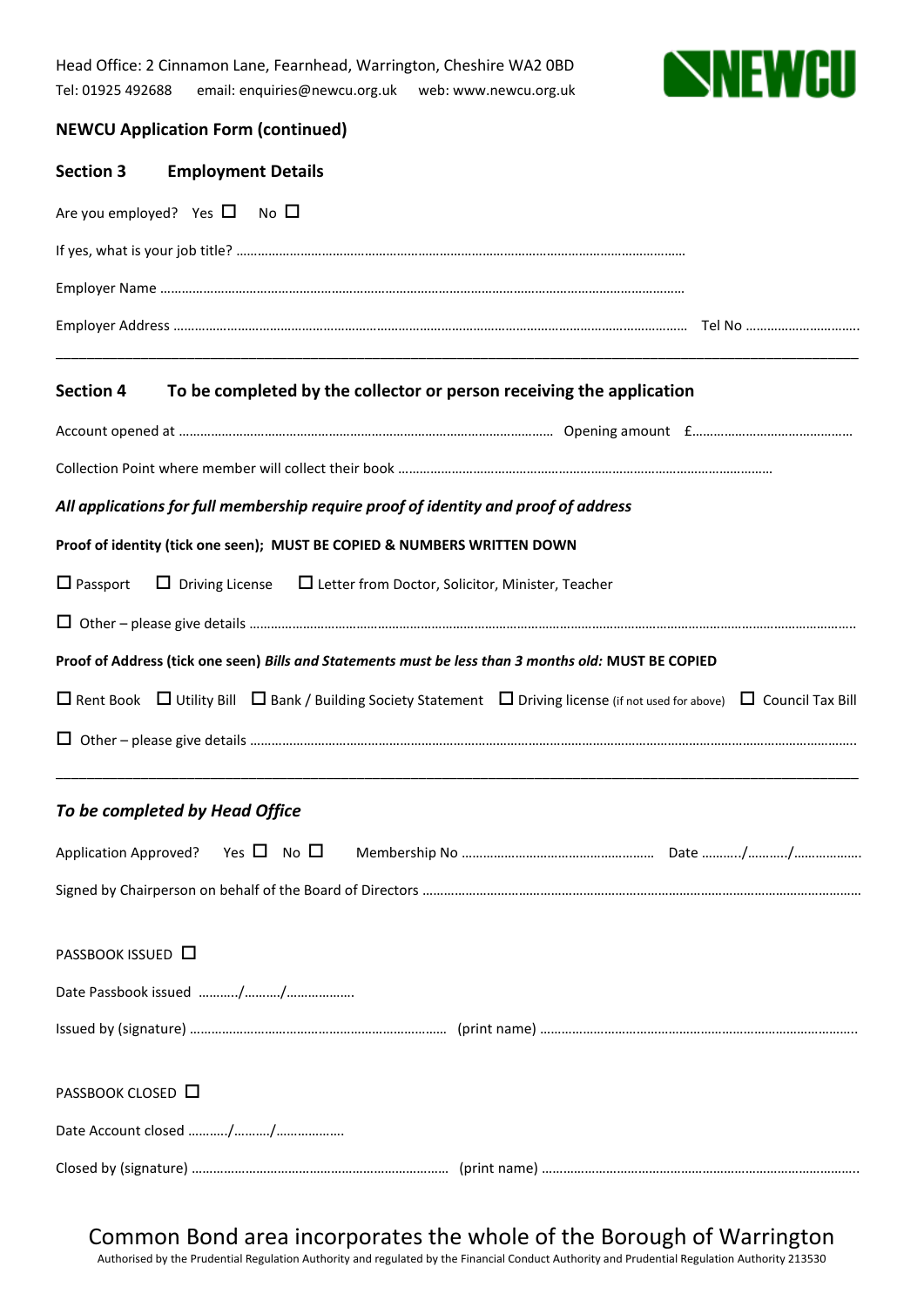Head Office: 2 Cinnamon Lane, Fearnhead, Warrington, Cheshire WA2 0BD
Tel: 01925 492688 email: enquiries@newcu.org.uk web: www.newcu.org.uk

NEWCU

**NEWCU Application Form (continued)**

## Section 3 Employment Details

Are you employed? Yes ☐ No ☐

If yes, what is your job title? ……………………………………………………………………………………………………………

Employer Name ……………………………………………………………………………………………………………………………

Employer Address …………………………………………………………………………………………………………………… Tel No ……………………………

---

## Section 4 To be completed by the collector or person receiving the application

Account opened at ………………………………………………………………………………………… Opening amount £………………………………………

Collection Point where member will collect their book ……………………………………………………………………………………

***All applications for full membership require proof of identity and proof of address***

**Proof of identity (tick one seen); MUST BE COPIED & NUMBERS WRITTEN DOWN**

☐ Passport ☐ Driving License ☐ Letter from Doctor, Solicitor, Minister, Teacher

☐ Other – please give details ……………………………………………………………………………………………………………………………

**Proof of Address (tick one seen) *Bills and Statements must be less than 3 months old:* MUST BE COPIED**

☐ Rent Book ☐ Utility Bill ☐ Bank / Building Society Statement ☐ Driving license (if not used for above) ☐ Council Tax Bill

☐ Other – please give details ……………………………………………………………………………………………………………………………

---

### *To be completed by Head Office*

Application Approved? Yes ☐ No ☐ Membership No ……………………………………………… Date ………../………../………………

Signed by Chairperson on behalf of the Board of Directors ……………………………………………………………………………………………

PASSBOOK ISSUED ☐

Date Passbook issued ………../………./………………

Issued by (signature) ……………………………………………………………… (print name) ………………………………………………………………………………

PASSBOOK CLOSED ☐

Date Account closed ………../………./………………

Closed by (signature) ……………………………………………………………… (print name) ………………………………………………………………………………

Common Bond area incorporates the whole of the Borough of Warrington

Authorised by the Prudential Regulation Authority and regulated by the Financial Conduct Authority and Prudential Regulation Authority 213530